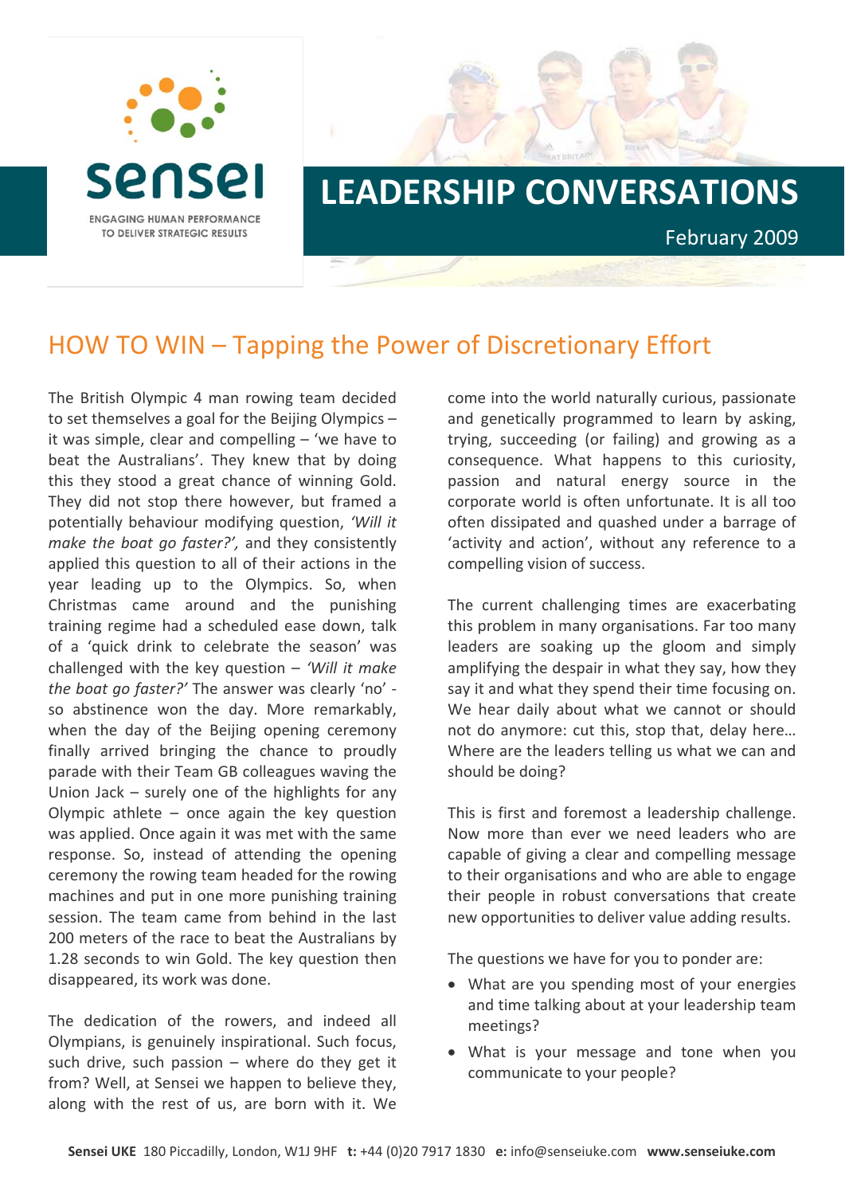sensei

ENGAGING HUMAN PERFORMANCE TO DELIVER STRATEGIC RESULTS

# LEADERSHIP CONVERSATIONS

February 2009

## HOW TO WIN – Tapping the Power of Discretionary Effort

The British Olympic 4 man rowing team decided to set themselves a goal for the Beijing Olympics – it was simple, clear and compelling – 'we have to beat the Australians'. They knew that by doing this they stood a great chance of winning Gold. They did not stop there however, but framed a potentially behaviour modifying question, *'Will it make the boat go faster?',* and they consistently applied this question to all of their actions in the year leading up to the Olympics. So, when Christmas came around and the punishing training regime had a scheduled ease down, talk of a 'quick drink to celebrate the season' was challenged with the key question – *'Will it make the boat go faster?'* The answer was clearly 'no' - so abstinence won the day. More remarkably, when the day of the Beijing opening ceremony finally arrived bringing the chance to proudly parade with their Team GB colleagues waving the Union Jack – surely one of the highlights for any Olympic athlete – once again the key question was applied. Once again it was met with the same response. So, instead of attending the opening ceremony the rowing team headed for the rowing machines and put in one more punishing training session. The team came from behind in the last 200 meters of the race to beat the Australians by 1.28 seconds to win Gold. The key question then disappeared, its work was done.

The dedication of the rowers, and indeed all Olympians, is genuinely inspirational. Such focus, such drive, such passion – where do they get it from? Well, at Sensei we happen to believe they, along with the rest of us, are born with it. We come into the world naturally curious, passionate and genetically programmed to learn by asking, trying, succeeding (or failing) and growing as a consequence. What happens to this curiosity, passion and natural energy source in the corporate world is often unfortunate. It is all too often dissipated and quashed under a barrage of 'activity and action', without any reference to a compelling vision of success.

The current challenging times are exacerbating this problem in many organisations. Far too many leaders are soaking up the gloom and simply amplifying the despair in what they say, how they say it and what they spend their time focusing on. We hear daily about what we cannot or should not do anymore: cut this, stop that, delay here… Where are the leaders telling us what we can and should be doing?

This is first and foremost a leadership challenge. Now more than ever we need leaders who are capable of giving a clear and compelling message to their organisations and who are able to engage their people in robust conversations that create new opportunities to deliver value adding results.

The questions we have for you to ponder are:

- What are you spending most of your energies and time talking about at your leadership team meetings?
- What is your message and tone when you communicate to your people?

**Sensei UKE** 180 Piccadilly, London, W1J 9HF **t:** +44 (0)20 7917 1830 **e:** info@senseiuke.com **www.senseiuke.com**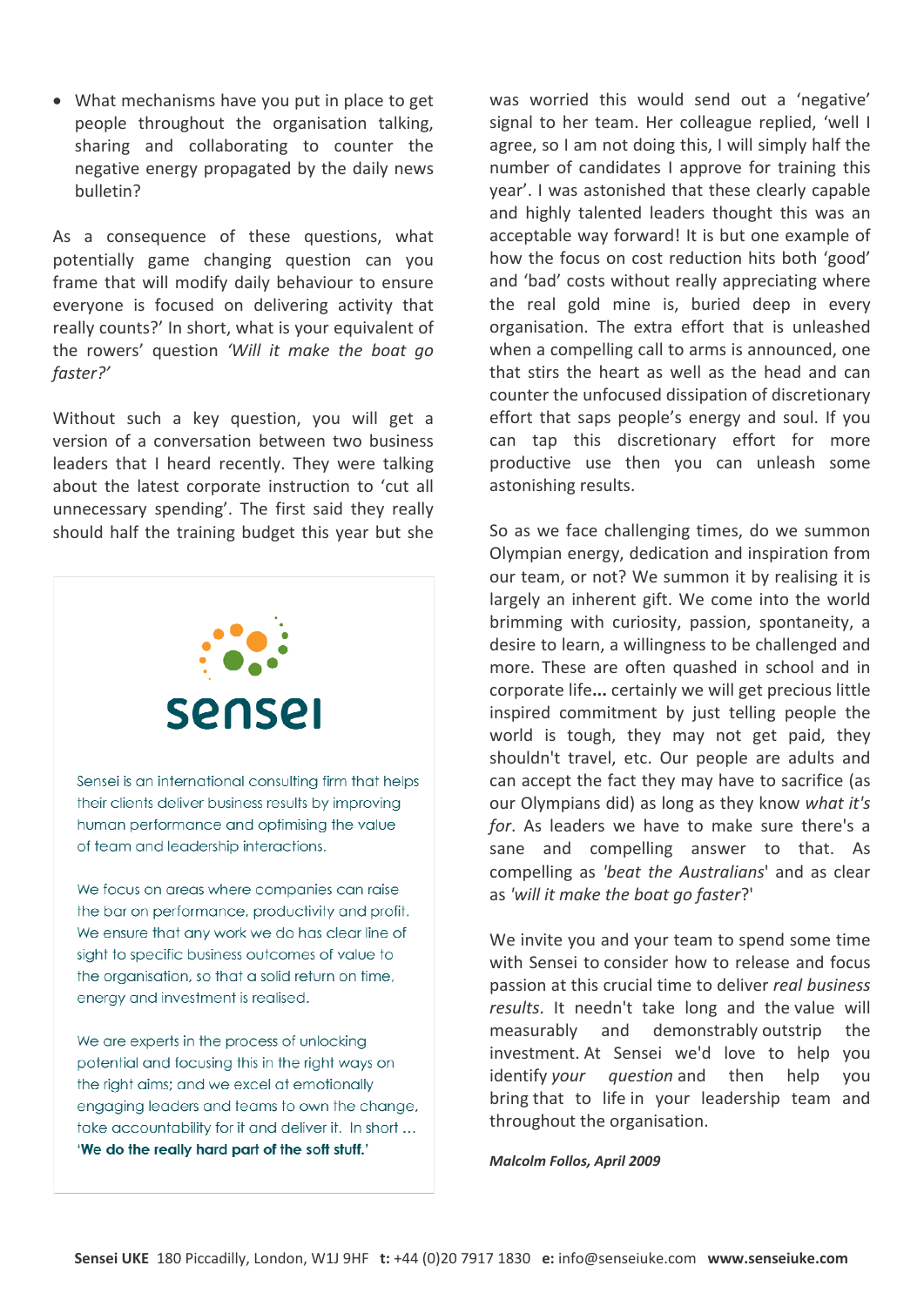- What mechanisms have you put in place to get people throughout the organisation talking, sharing and collaborating to counter the negative energy propagated by the daily news bulletin?

As a consequence of these questions, what potentially game changing question can you frame that will modify daily behaviour to ensure everyone is focused on delivering activity that really counts?' In short, what is your equivalent of the rowers' question *'Will it make the boat go faster?'*

Without such a key question, you will get a version of a conversation between two business leaders that I heard recently. They were talking about the latest corporate instruction to 'cut all unnecessary spending'. The first said they really should half the training budget this year but she was worried this would send out a 'negative' signal to her team. Her colleague replied, 'well I agree, so I am not doing this, I will simply half the number of candidates I approve for training this year'. I was astonished that these clearly capable and highly talented leaders thought this was an acceptable way forward! It is but one example of how the focus on cost reduction hits both 'good' and 'bad' costs without really appreciating where the real gold mine is, buried deep in every organisation. The extra effort that is unleashed when a compelling call to arms is announced, one that stirs the heart as well as the head and can counter the unfocused dissipation of discretionary effort that saps people's energy and soul. If you can tap this discretionary effort for more productive use then you can unleash some astonishing results.

So as we face challenging times, do we summon Olympian energy, dedication and inspiration from our team, or not? We summon it by realising it is largely an inherent gift. We come into the world brimming with curiosity, passion, spontaneity, a desire to learn, a willingness to be challenged and more. These are often quashed in school and in corporate life**...** certainly we will get precious little inspired commitment by just telling people the world is tough, they may not get paid, they shouldn't travel, etc. Our people are adults and can accept the fact they may have to sacrifice (as our Olympians did) as long as they know *what it's for*. As leaders we have to make sure there's a sane and compelling answer to that. As compelling as *'beat the Australians*' and as clear as *'will it make the boat go faster*?'

We invite you and your team to spend some time with Sensei to consider how to release and focus passion at this crucial time to deliver *real business results*. It needn't take long and the value will measurably and demonstrably outstrip the investment. At Sensei we'd love to help you identify *your question* and then help you bring that to life in your leadership team and throughout the organisation.

***Malcolm Follos, April 2009***

sensei

Sensei is an international consulting firm that helps their clients deliver business results by improving human performance and optimising the value of team and leadership interactions.

We focus on areas where companies can raise the bar on performance, productivity and profit. We ensure that any work we do has clear line of sight to specific business outcomes of value to the organisation, so that a solid return on time, energy and investment is realised.

We are experts in the process of unlocking potential and focusing this in the right ways on the right aims; and we excel at emotionally engaging leaders and teams to own the change, take accountability for it and deliver it. In short ... '**We do the really hard part of the soft stuff.**'

**Sensei UKE** 180 Piccadilly, London, W1J 9HF **t:** +44 (0)20 7917 1830 **e:** info@senseiuke.com **www.senseiuke.com**